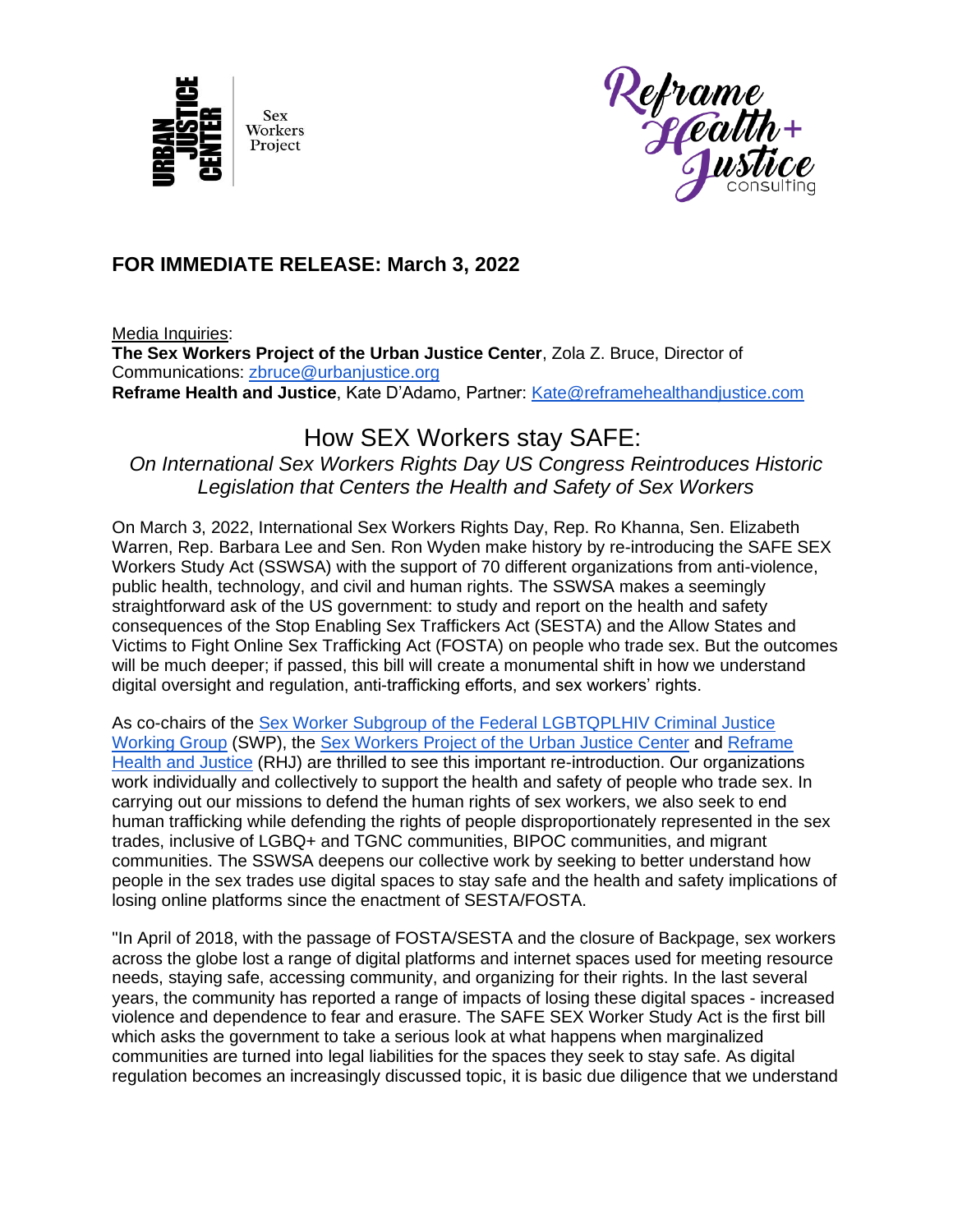URBAN JUSTICE CENTER Sex Workers Project

Reframe Health + Justice consulting

**FOR IMMEDIATE RELEASE: March 3, 2022**

Media Inquiries:
**The Sex Workers Project of the Urban Justice Center**, Zola Z. Bruce, Director of Communications: zbruce@urbanjustice.org
**Reframe Health and Justice**, Kate D'Adamo, Partner: Kate@reframehealthandjustice.com

# How SEX Workers stay SAFE:

*On International Sex Workers Rights Day US Congress Reintroduces Historic Legislation that Centers the Health and Safety of Sex Workers*

On March 3, 2022, International Sex Workers Rights Day, Rep. Ro Khanna, Sen. Elizabeth Warren, Rep. Barbara Lee and Sen. Ron Wyden make history by re-introducing the SAFE SEX Workers Study Act (SSWSA) with the support of 70 different organizations from anti-violence, public health, technology, and civil and human rights. The SSWSA makes a seemingly straightforward ask of the US government: to study and report on the health and safety consequences of the Stop Enabling Sex Traffickers Act (SESTA) and the Allow States and Victims to Fight Online Sex Trafficking Act (FOSTA) on people who trade sex. But the outcomes will be much deeper; if passed, this bill will create a monumental shift in how we understand digital oversight and regulation, anti-trafficking efforts, and sex workers' rights.

As co-chairs of the Sex Worker Subgroup of the Federal LGBTQPLHIV Criminal Justice Working Group (SWP), the Sex Workers Project of the Urban Justice Center and Reframe Health and Justice (RHJ) are thrilled to see this important re-introduction. Our organizations work individually and collectively to support the health and safety of people who trade sex. In carrying out our missions to defend the human rights of sex workers, we also seek to end human trafficking while defending the rights of people disproportionately represented in the sex trades, inclusive of LGBQ+ and TGNC communities, BIPOC communities, and migrant communities. The SSWSA deepens our collective work by seeking to better understand how people in the sex trades use digital spaces to stay safe and the health and safety implications of losing online platforms since the enactment of SESTA/FOSTA.

"In April of 2018, with the passage of FOSTA/SESTA and the closure of Backpage, sex workers across the globe lost a range of digital platforms and internet spaces used for meeting resource needs, staying safe, accessing community, and organizing for their rights. In the last several years, the community has reported a range of impacts of losing these digital spaces - increased violence and dependence to fear and erasure. The SAFE SEX Worker Study Act is the first bill which asks the government to take a serious look at what happens when marginalized communities are turned into legal liabilities for the spaces they seek to stay safe. As digital regulation becomes an increasingly discussed topic, it is basic due diligence that we understand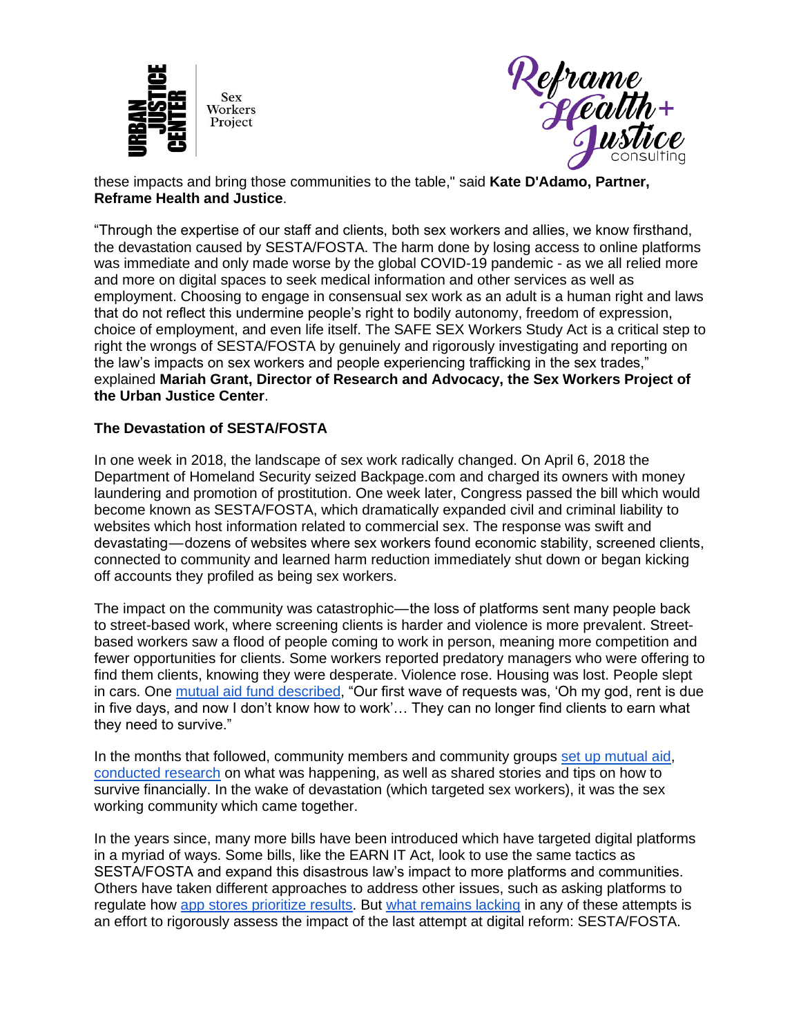these impacts and bring those communities to the table," said **Kate D'Adamo, Partner, Reframe Health and Justice**.

"Through the expertise of our staff and clients, both sex workers and allies, we know firsthand, the devastation caused by SESTA/FOSTA. The harm done by losing access to online platforms was immediate and only made worse by the global COVID-19 pandemic - as we all relied more and more on digital spaces to seek medical information and other services as well as employment. Choosing to engage in consensual sex work as an adult is a human right and laws that do not reflect this undermine people's right to bodily autonomy, freedom of expression, choice of employment, and even life itself. The SAFE SEX Workers Study Act is a critical step to right the wrongs of SESTA/FOSTA by genuinely and rigorously investigating and reporting on the law's impacts on sex workers and people experiencing trafficking in the sex trades," explained **Mariah Grant, Director of Research and Advocacy, the Sex Workers Project of the Urban Justice Center**.

**The Devastation of SESTA/FOSTA**

In one week in 2018, the landscape of sex work radically changed. On April 6, 2018 the Department of Homeland Security seized Backpage.com and charged its owners with money laundering and promotion of prostitution. One week later, Congress passed the bill which would become known as SESTA/FOSTA, which dramatically expanded civil and criminal liability to websites which host information related to commercial sex. The response was swift and devastating—dozens of websites where sex workers found economic stability, screened clients, connected to community and learned harm reduction immediately shut down or began kicking off accounts they profiled as being sex workers.

The impact on the community was catastrophic—the loss of platforms sent many people back to street-based work, where screening clients is harder and violence is more prevalent. Street-based workers saw a flood of people coming to work in person, meaning more competition and fewer opportunities for clients. Some workers reported predatory managers who were offering to find them clients, knowing they were desperate. Violence rose. Housing was lost. People slept in cars. One mutual aid fund described, "Our first wave of requests was, 'Oh my god, rent is due in five days, and now I don't know how to work'… They can no longer find clients to earn what they need to survive."

In the months that followed, community members and community groups set up mutual aid, conducted research on what was happening, as well as shared stories and tips on how to survive financially. In the wake of devastation (which targeted sex workers), it was the sex working community which came together.

In the years since, many more bills have been introduced which have targeted digital platforms in a myriad of ways. Some bills, like the EARN IT Act, look to use the same tactics as SESTA/FOSTA and expand this disastrous law's impact to more platforms and communities. Others have taken different approaches to address other issues, such as asking platforms to regulate how app stores prioritize results. But what remains lacking in any of these attempts is an effort to rigorously assess the impact of the last attempt at digital reform: SESTA/FOSTA.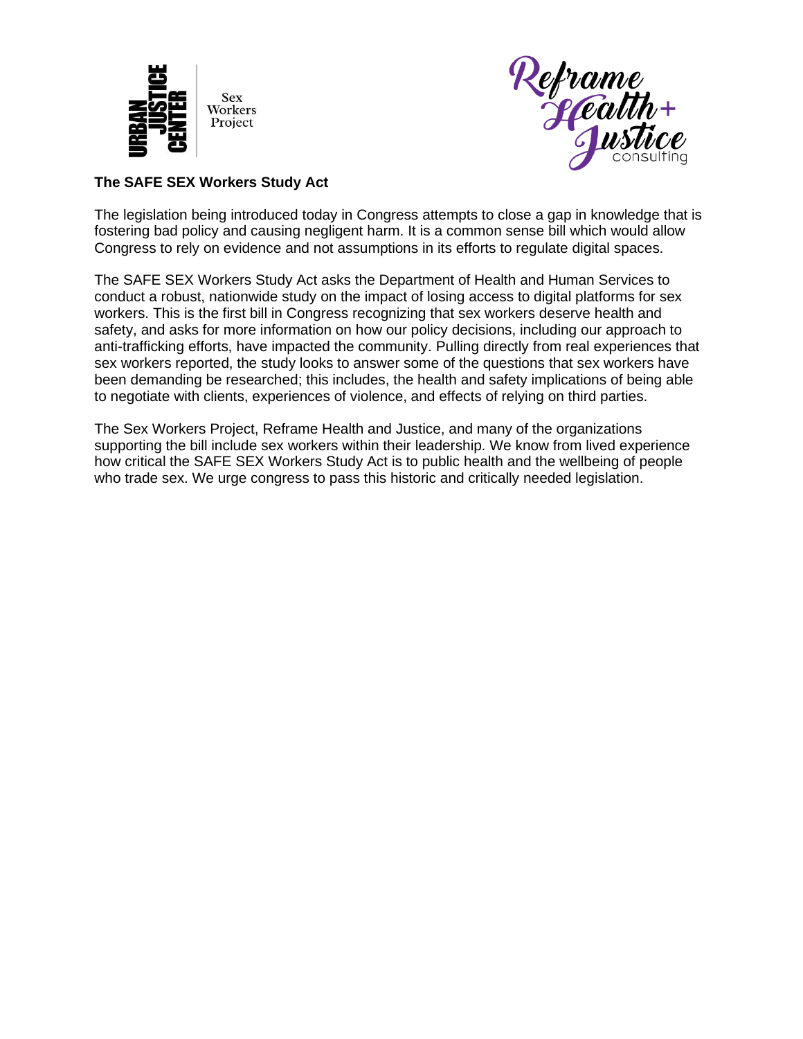Urban Justice Center Sex Workers Project

Reframe Health + Justice consulting

**The SAFE SEX Workers Study Act**

The legislation being introduced today in Congress attempts to close a gap in knowledge that is fostering bad policy and causing negligent harm. It is a common sense bill which would allow Congress to rely on evidence and not assumptions in its efforts to regulate digital spaces.

The SAFE SEX Workers Study Act asks the Department of Health and Human Services to conduct a robust, nationwide study on the impact of losing access to digital platforms for sex workers. This is the first bill in Congress recognizing that sex workers deserve health and safety, and asks for more information on how our policy decisions, including our approach to anti-trafficking efforts, have impacted the community. Pulling directly from real experiences that sex workers reported, the study looks to answer some of the questions that sex workers have been demanding be researched; this includes, the health and safety implications of being able to negotiate with clients, experiences of violence, and effects of relying on third parties.

The Sex Workers Project, Reframe Health and Justice, and many of the organizations supporting the bill include sex workers within their leadership. We know from lived experience how critical the SAFE SEX Workers Study Act is to public health and the wellbeing of people who trade sex. We urge congress to pass this historic and critically needed legislation.